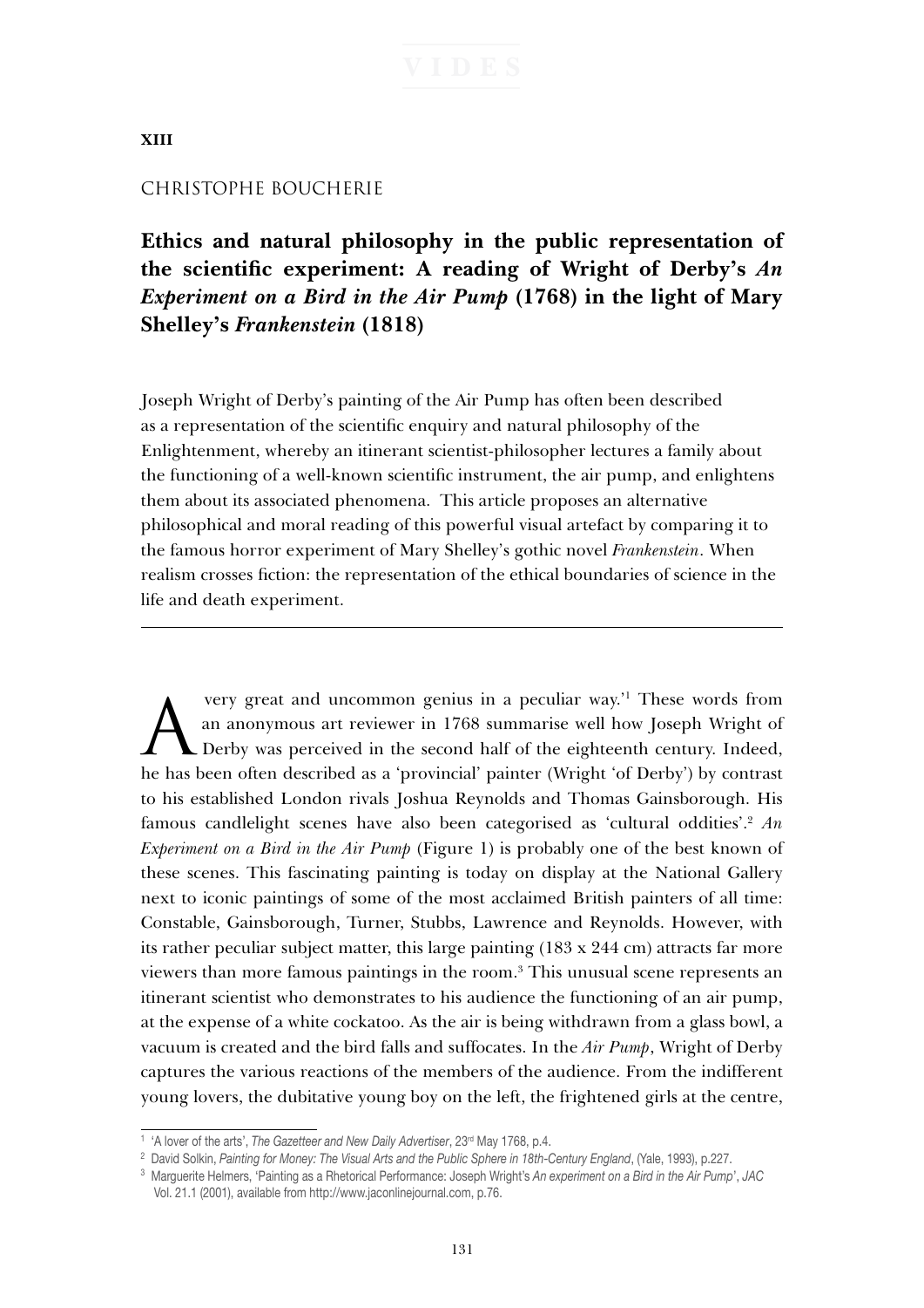**XIII**

CHRISTOPHE BOUCHERIE

# Ethics and natural philosophy in the public representation of the scientific experiment: A reading of Wright of Derby's *An Experiment on a Bird in the Air Pump* (1768) in the light of Mary Shelley's *Frankenstein* (1818)

Joseph Wright of Derby's painting of the Air Pump has often been described as a representation of the scientific enquiry and natural philosophy of the Enlightenment, whereby an itinerant scientist-philosopher lectures a family about the functioning of a well-known scientific instrument, the air pump, and enlightens them about its associated phenomena. This article proposes an alternative philosophical and moral reading of this powerful visual artefact by comparing it to the famous horror experiment of Mary Shelley's gothic novel *Frankenstein*. When realism crosses fiction: the representation of the ethical boundaries of science in the life and death experiment.

---

'A very great and uncommon genius in a peculiar way.'[1] These words from an anonymous art reviewer in 1768 summarise well how Joseph Wright of Derby was perceived in the second half of the eighteenth century. Indeed, he has been often described as a 'provincial' painter (Wright 'of Derby') by contrast to his established London rivals Joshua Reynolds and Thomas Gainsborough. His famous candlelight scenes have also been categorised as 'cultural oddities'.[2] *An Experiment on a Bird in the Air Pump* (Figure 1) is probably one of the best known of these scenes. This fascinating painting is today on display at the National Gallery next to iconic paintings of some of the most acclaimed British painters of all time: Constable, Gainsborough, Turner, Stubbs, Lawrence and Reynolds. However, with its rather peculiar subject matter, this large painting (183 x 244 cm) attracts far more viewers than more famous paintings in the room.[3] This unusual scene represents an itinerant scientist who demonstrates to his audience the functioning of an air pump, at the expense of a white cockatoo. As the air is being withdrawn from a glass bowl, a vacuum is created and the bird falls and suffocates. In the *Air Pump*, Wright of Derby captures the various reactions of the members of the audience. From the indifferent young lovers, the dubitative young boy on the left, the frightened girls at the centre,

---

[1] 'A lover of the arts', *The Gazetteer and New Daily Advertiser*, 23rd May 1768, p.4.

[2] David Solkin, *Painting for Money: The Visual Arts and the Public Sphere in 18th-Century England*, (Yale, 1993), p.227.

[3] Marguerite Helmers, 'Painting as a Rhetorical Performance: Joseph Wright's *An experiment on a Bird in the Air Pump*', *JAC* Vol. 21.1 (2001), available from http://www.jaconlinejournal.com, p.76.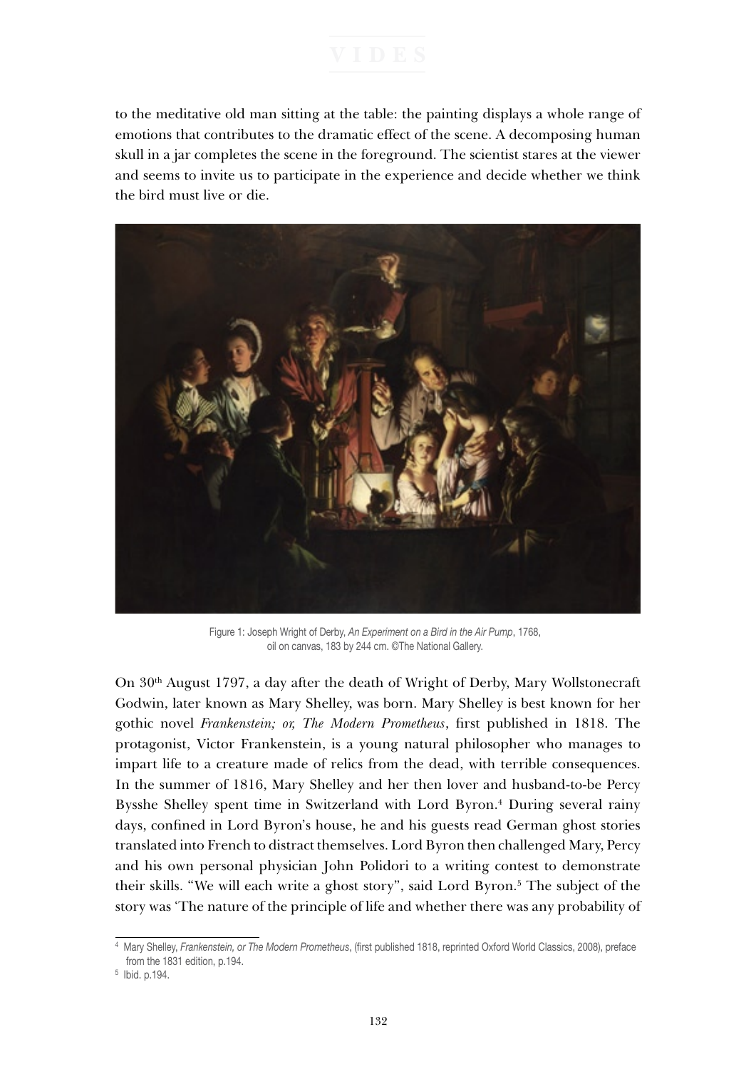to the meditative old man sitting at the table: the painting displays a whole range of emotions that contributes to the dramatic effect of the scene. A decomposing human skull in a jar completes the scene in the foreground. The scientist stares at the viewer and seems to invite us to participate in the experience and decide whether we think the bird must live or die.

Figure 1: Joseph Wright of Derby, *An Experiment on a Bird in the Air Pump*, 1768, oil on canvas, 183 by 244 cm. ©The National Gallery.

On 30th August 1797, a day after the death of Wright of Derby, Mary Wollstonecraft Godwin, later known as Mary Shelley, was born. Mary Shelley is best known for her gothic novel *Frankenstein; or, The Modern Prometheus*, first published in 1818. The protagonist, Victor Frankenstein, is a young natural philosopher who manages to impart life to a creature made of relics from the dead, with terrible consequences. In the summer of 1816, Mary Shelley and her then lover and husband-to-be Percy Bysshe Shelley spent time in Switzerland with Lord Byron.[4] During several rainy days, confined in Lord Byron's house, he and his guests read German ghost stories translated into French to distract themselves. Lord Byron then challenged Mary, Percy and his own personal physician John Polidori to a writing contest to demonstrate their skills. "We will each write a ghost story", said Lord Byron.[5] The subject of the story was 'The nature of the principle of life and whether there was any probability of

---

[4] Mary Shelley, *Frankenstein, or The Modern Prometheus*, (first published 1818, reprinted Oxford World Classics, 2008), preface from the 1831 edition, p.194.

[5] Ibid. p.194.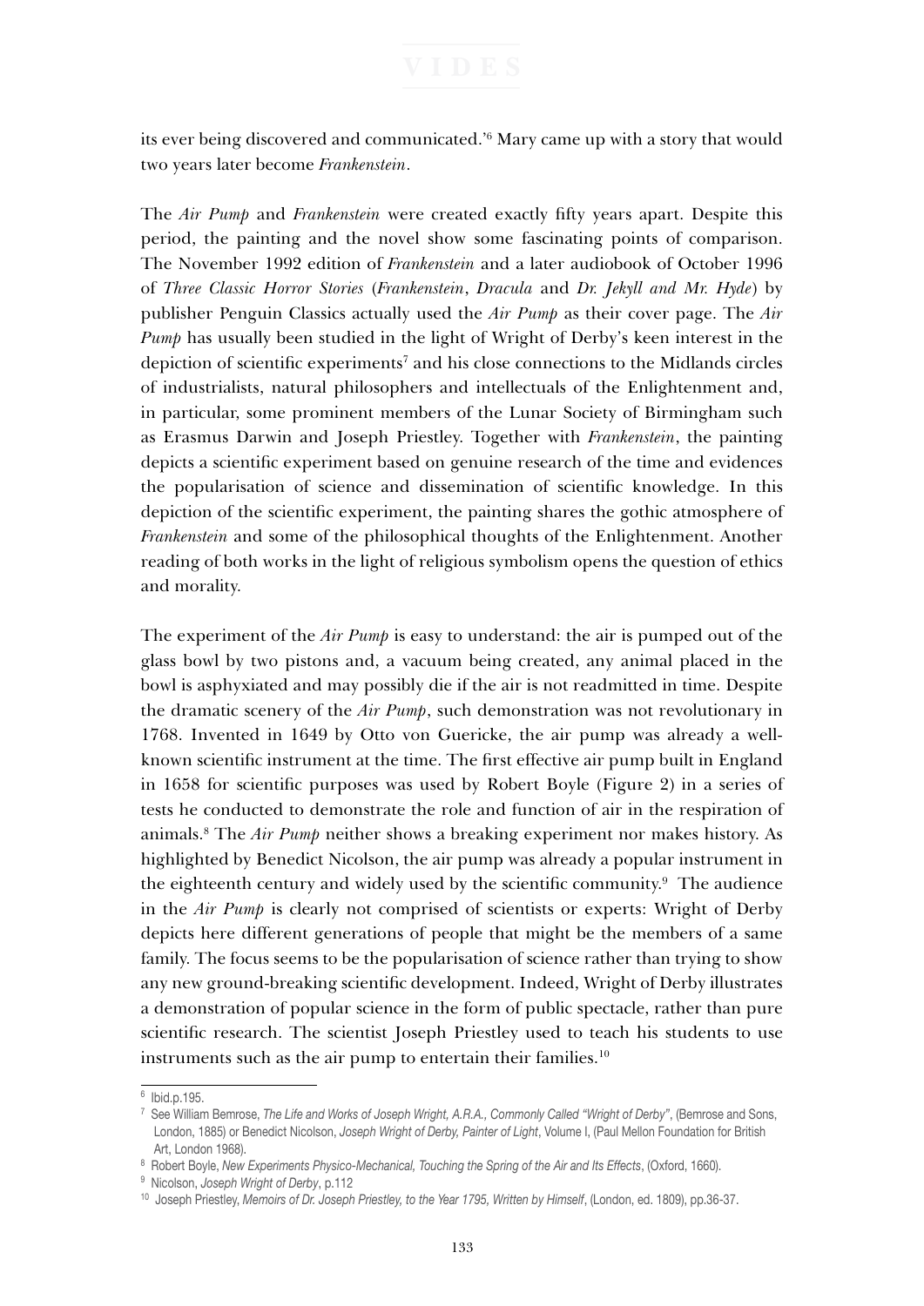its ever being discovered and communicated.'[6] Mary came up with a story that would two years later become *Frankenstein*.

The *Air Pump* and *Frankenstein* were created exactly fifty years apart. Despite this period, the painting and the novel show some fascinating points of comparison. The November 1992 edition of *Frankenstein* and a later audiobook of October 1996 of *Three Classic Horror Stories* (*Frankenstein*, *Dracula* and *Dr. Jekyll and Mr. Hyde*) by publisher Penguin Classics actually used the *Air Pump* as their cover page. The *Air Pump* has usually been studied in the light of Wright of Derby's keen interest in the depiction of scientific experiments[7] and his close connections to the Midlands circles of industrialists, natural philosophers and intellectuals of the Enlightenment and, in particular, some prominent members of the Lunar Society of Birmingham such as Erasmus Darwin and Joseph Priestley. Together with *Frankenstein*, the painting depicts a scientific experiment based on genuine research of the time and evidences the popularisation of science and dissemination of scientific knowledge. In this depiction of the scientific experiment, the painting shares the gothic atmosphere of *Frankenstein* and some of the philosophical thoughts of the Enlightenment. Another reading of both works in the light of religious symbolism opens the question of ethics and morality.

The experiment of the *Air Pump* is easy to understand: the air is pumped out of the glass bowl by two pistons and, a vacuum being created, any animal placed in the bowl is asphyxiated and may possibly die if the air is not readmitted in time. Despite the dramatic scenery of the *Air Pump*, such demonstration was not revolutionary in 1768. Invented in 1649 by Otto von Guericke, the air pump was already a well-known scientific instrument at the time. The first effective air pump built in England in 1658 for scientific purposes was used by Robert Boyle (Figure 2) in a series of tests he conducted to demonstrate the role and function of air in the respiration of animals.[8] The *Air Pump* neither shows a breaking experiment nor makes history. As highlighted by Benedict Nicolson, the air pump was already a popular instrument in the eighteenth century and widely used by the scientific community.[9] The audience in the *Air Pump* is clearly not comprised of scientists or experts: Wright of Derby depicts here different generations of people that might be the members of a same family. The focus seems to be the popularisation of science rather than trying to show any new ground-breaking scientific development. Indeed, Wright of Derby illustrates a demonstration of popular science in the form of public spectacle, rather than pure scientific research. The scientist Joseph Priestley used to teach his students to use instruments such as the air pump to entertain their families.[10]

---

[6] Ibid.p.195.

[7] See William Bemrose, *The Life and Works of Joseph Wright, A.R.A., Commonly Called "Wright of Derby"*, (Bemrose and Sons, London, 1885) or Benedict Nicolson, *Joseph Wright of Derby, Painter of Light*, Volume I, (Paul Mellon Foundation for British Art, London 1968).

[8] Robert Boyle, *New Experiments Physico-Mechanical, Touching the Spring of the Air and Its Effects*, (Oxford, 1660).

[9] Nicolson, *Joseph Wright of Derby*, p.112

[10] Joseph Priestley, *Memoirs of Dr. Joseph Priestley, to the Year 1795, Written by Himself*, (London, ed. 1809), pp.36-37.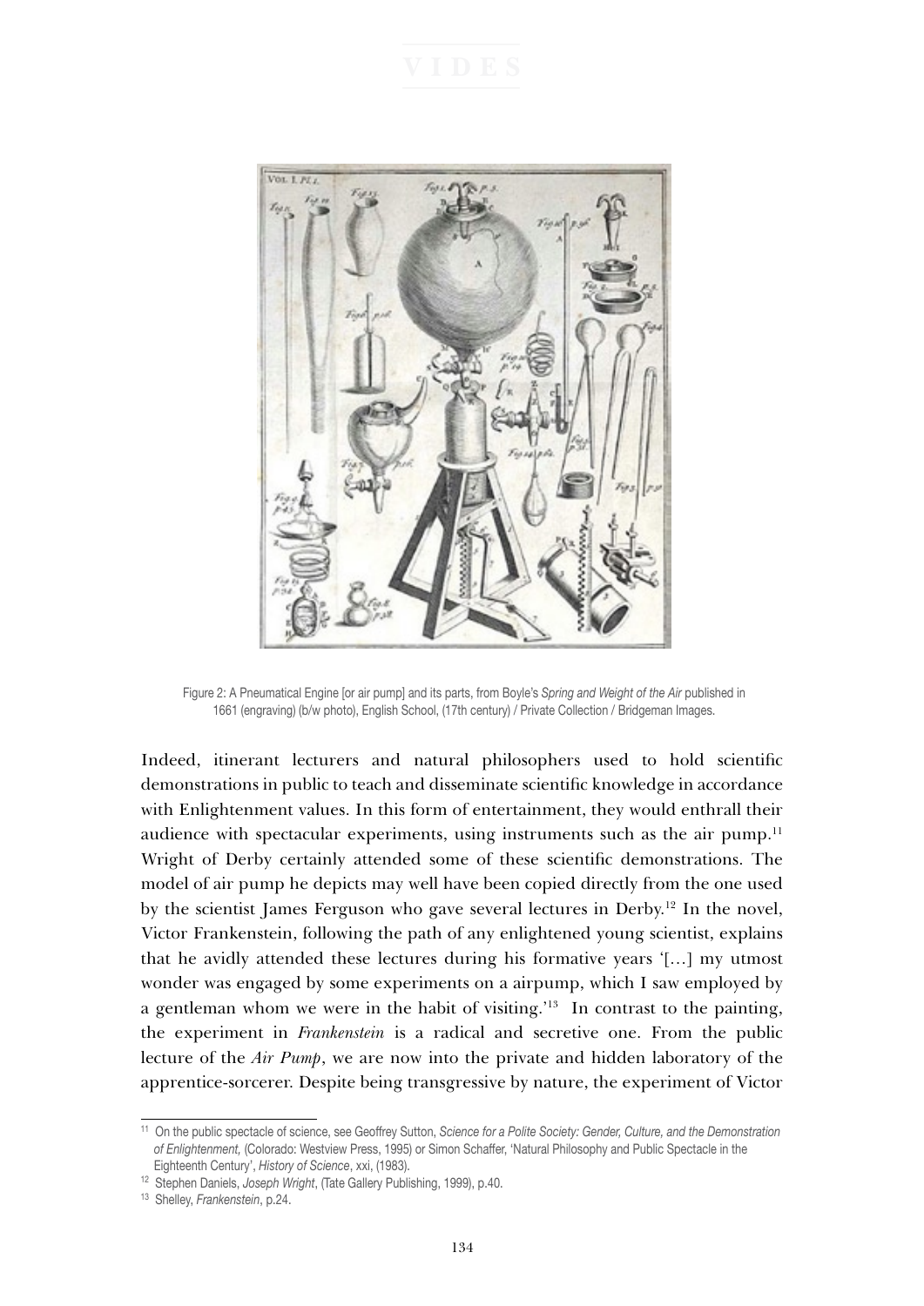Figure 2: A Pneumatical Engine [or air pump] and its parts, from Boyle's *Spring and Weight of the Air* published in 1661 (engraving) (b/w photo), English School, (17th century) / Private Collection / Bridgeman Images.

Indeed, itinerant lecturers and natural philosophers used to hold scientific demonstrations in public to teach and disseminate scientific knowledge in accordance with Enlightenment values. In this form of entertainment, they would enthrall their audience with spectacular experiments, using instruments such as the air pump.[11] Wright of Derby certainly attended some of these scientific demonstrations. The model of air pump he depicts may well have been copied directly from the one used by the scientist James Ferguson who gave several lectures in Derby.[12] In the novel, Victor Frankenstein, following the path of any enlightened young scientist, explains that he avidly attended these lectures during his formative years '[…] my utmost wonder was engaged by some experiments on a airpump, which I saw employed by a gentleman whom we were in the habit of visiting.'[13] In contrast to the painting, the experiment in *Frankenstein* is a radical and secretive one. From the public lecture of the *Air Pump*, we are now into the private and hidden laboratory of the apprentice-sorcerer. Despite being transgressive by nature, the experiment of Victor

[11] On the public spectacle of science, see Geoffrey Sutton, *Science for a Polite Society: Gender, Culture, and the Demonstration of Enlightenment,* (Colorado: Westview Press, 1995) or Simon Schaffer, 'Natural Philosophy and Public Spectacle in the Eighteenth Century', *History of Science*, xxi, (1983).

[12] Stephen Daniels, *Joseph Wright*, (Tate Gallery Publishing, 1999), p.40.

[13] Shelley, *Frankenstein*, p.24.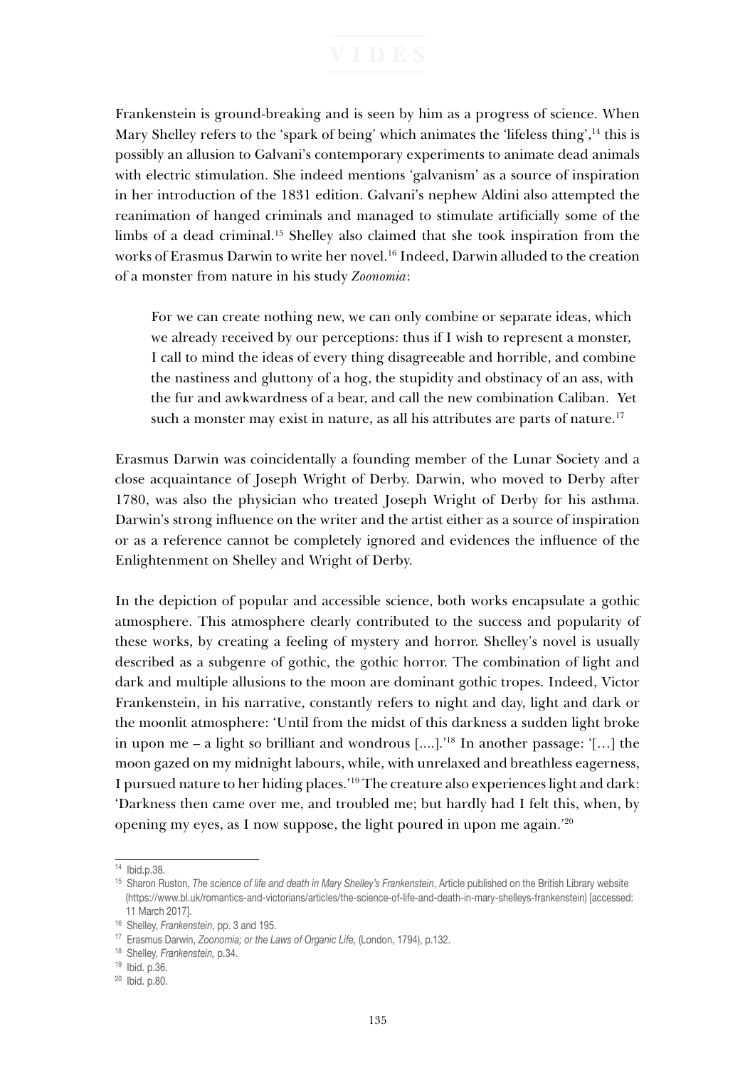Frankenstein is ground-breaking and is seen by him as a progress of science. When Mary Shelley refers to the 'spark of being' which animates the 'lifeless thing',[14] this is possibly an allusion to Galvani's contemporary experiments to animate dead animals with electric stimulation. She indeed mentions 'galvanism' as a source of inspiration in her introduction of the 1831 edition. Galvani's nephew Aldini also attempted the reanimation of hanged criminals and managed to stimulate artificially some of the limbs of a dead criminal.[15] Shelley also claimed that she took inspiration from the works of Erasmus Darwin to write her novel.[16] Indeed, Darwin alluded to the creation of a monster from nature in his study *Zoonomia*:

> For we can create nothing new, we can only combine or separate ideas, which we already received by our perceptions: thus if I wish to represent a monster, I call to mind the ideas of every thing disagreeable and horrible, and combine the nastiness and gluttony of a hog, the stupidity and obstinacy of an ass, with the fur and awkwardness of a bear, and call the new combination Caliban. Yet such a monster may exist in nature, as all his attributes are parts of nature.[17]

Erasmus Darwin was coincidentally a founding member of the Lunar Society and a close acquaintance of Joseph Wright of Derby. Darwin, who moved to Derby after 1780, was also the physician who treated Joseph Wright of Derby for his asthma. Darwin's strong influence on the writer and the artist either as a source of inspiration or as a reference cannot be completely ignored and evidences the influence of the Enlightenment on Shelley and Wright of Derby.

In the depiction of popular and accessible science, both works encapsulate a gothic atmosphere. This atmosphere clearly contributed to the success and popularity of these works, by creating a feeling of mystery and horror. Shelley's novel is usually described as a subgenre of gothic, the gothic horror. The combination of light and dark and multiple allusions to the moon are dominant gothic tropes. Indeed, Victor Frankenstein, in his narrative, constantly refers to night and day, light and dark or the moonlit atmosphere: 'Until from the midst of this darkness a sudden light broke in upon me – a light so brilliant and wondrous [....].'[18] In another passage: '[…] the moon gazed on my midnight labours, while, with unrelaxed and breathless eagerness, I pursued nature to her hiding places.'[19] The creature also experiences light and dark: 'Darkness then came over me, and troubled me; but hardly had I felt this, when, by opening my eyes, as I now suppose, the light poured in upon me again.'[20]

---

[14] Ibid.p.38.

[15] Sharon Ruston, *The science of life and death in Mary Shelley's Frankenstein*, Article published on the British Library website (https://www.bl.uk/romantics-and-victorians/articles/the-science-of-life-and-death-in-mary-shelleys-frankenstein) [accessed: 11 March 2017].

[16] Shelley, *Frankenstein*, pp. 3 and 195.

[17] Erasmus Darwin, *Zoonomia; or the Laws of Organic Life,* (London, 1794), p.132.

[18] Shelley, *Frankenstein,* p.34.

[19] Ibid. p.36.

[20] Ibid. p.80.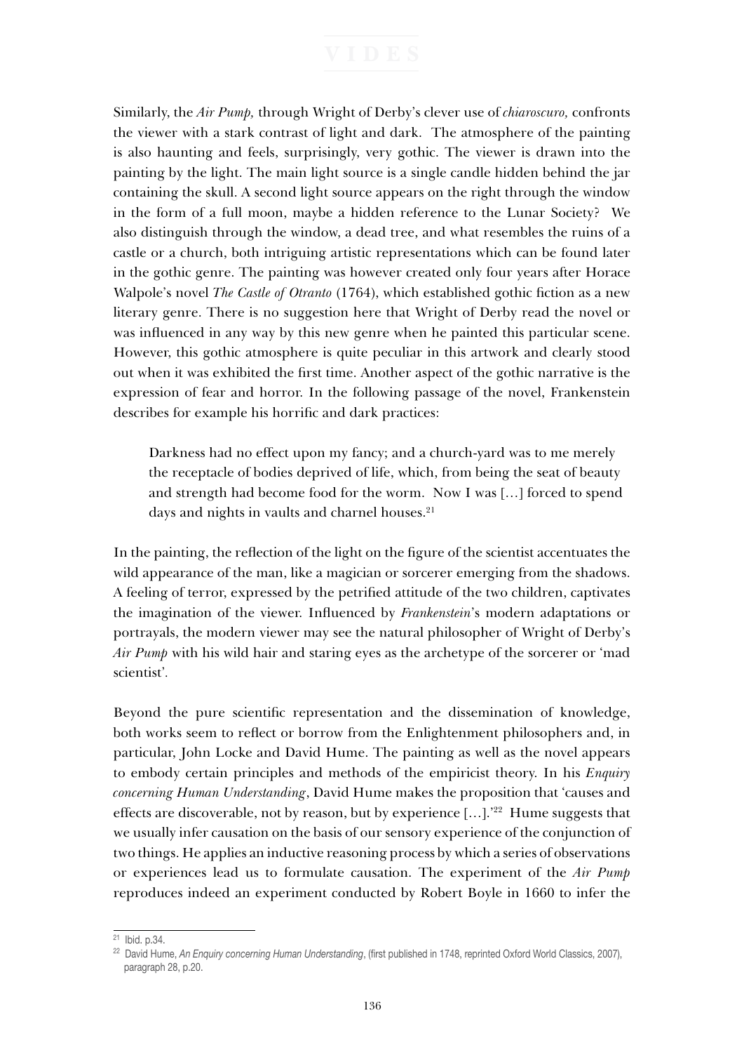Similarly, the *Air Pump,* through Wright of Derby's clever use of *chiaroscuro,* confronts the viewer with a stark contrast of light and dark. The atmosphere of the painting is also haunting and feels, surprisingly, very gothic. The viewer is drawn into the painting by the light. The main light source is a single candle hidden behind the jar containing the skull. A second light source appears on the right through the window in the form of a full moon, maybe a hidden reference to the Lunar Society? We also distinguish through the window, a dead tree, and what resembles the ruins of a castle or a church, both intriguing artistic representations which can be found later in the gothic genre. The painting was however created only four years after Horace Walpole's novel *The Castle of Otranto* (1764), which established gothic fiction as a new literary genre. There is no suggestion here that Wright of Derby read the novel or was influenced in any way by this new genre when he painted this particular scene. However, this gothic atmosphere is quite peculiar in this artwork and clearly stood out when it was exhibited the first time. Another aspect of the gothic narrative is the expression of fear and horror. In the following passage of the novel, Frankenstein describes for example his horrific and dark practices:

> Darkness had no effect upon my fancy; and a church-yard was to me merely the receptacle of bodies deprived of life, which, from being the seat of beauty and strength had become food for the worm. Now I was […] forced to spend days and nights in vaults and charnel houses.[21]

In the painting, the reflection of the light on the figure of the scientist accentuates the wild appearance of the man, like a magician or sorcerer emerging from the shadows. A feeling of terror, expressed by the petrified attitude of the two children, captivates the imagination of the viewer. Influenced by *Frankenstein*'s modern adaptations or portrayals, the modern viewer may see the natural philosopher of Wright of Derby's *Air Pump* with his wild hair and staring eyes as the archetype of the sorcerer or 'mad scientist'.

Beyond the pure scientific representation and the dissemination of knowledge, both works seem to reflect or borrow from the Enlightenment philosophers and, in particular, John Locke and David Hume. The painting as well as the novel appears to embody certain principles and methods of the empiricist theory. In his *Enquiry concerning Human Understanding*, David Hume makes the proposition that 'causes and effects are discoverable, not by reason, but by experience […].'[22] Hume suggests that we usually infer causation on the basis of our sensory experience of the conjunction of two things. He applies an inductive reasoning process by which a series of observations or experiences lead us to formulate causation. The experiment of the *Air Pump* reproduces indeed an experiment conducted by Robert Boyle in 1660 to infer the

---

[21] Ibid. p.34.

[22] David Hume, *An Enquiry concerning Human Understanding*, (first published in 1748, reprinted Oxford World Classics, 2007), paragraph 28, p.20.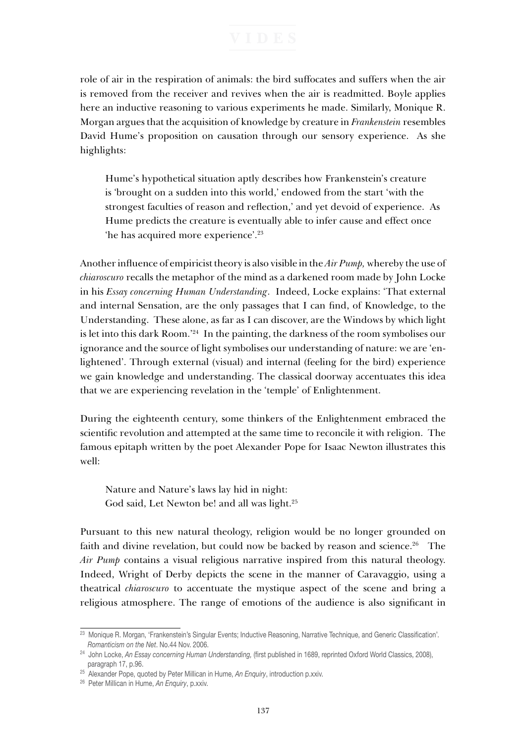role of air in the respiration of animals: the bird suffocates and suffers when the air is removed from the receiver and revives when the air is readmitted. Boyle applies here an inductive reasoning to various experiments he made. Similarly, Monique R. Morgan argues that the acquisition of knowledge by creature in *Frankenstein* resembles David Hume's proposition on causation through our sensory experience. As she highlights:

> Hume's hypothetical situation aptly describes how Frankenstein's creature is 'brought on a sudden into this world,' endowed from the start 'with the strongest faculties of reason and reflection,' and yet devoid of experience. As Hume predicts the creature is eventually able to infer cause and effect once 'he has acquired more experience'.[23]

Another influence of empiricist theory is also visible in the *Air Pump,* whereby the use of *chiaroscuro* recalls the metaphor of the mind as a darkened room made by John Locke in his *Essay concerning Human Understanding*. Indeed, Locke explains: 'That external and internal Sensation, are the only passages that I can find, of Knowledge, to the Understanding. These alone, as far as I can discover, are the Windows by which light is let into this dark Room.'[24] In the painting, the darkness of the room symbolises our ignorance and the source of light symbolises our understanding of nature: we are 'en-lightened'. Through external (visual) and internal (feeling for the bird) experience we gain knowledge and understanding. The classical doorway accentuates this idea that we are experiencing revelation in the 'temple' of Enlightenment.

During the eighteenth century, some thinkers of the Enlightenment embraced the scientific revolution and attempted at the same time to reconcile it with religion. The famous epitaph written by the poet Alexander Pope for Isaac Newton illustrates this well:

> Nature and Nature's laws lay hid in night:
> God said, Let Newton be! and all was light.[25]

Pursuant to this new natural theology, religion would be no longer grounded on faith and divine revelation, but could now be backed by reason and science.[26] The *Air Pump* contains a visual religious narrative inspired from this natural theology. Indeed, Wright of Derby depicts the scene in the manner of Caravaggio, using a theatrical *chiaroscuro* to accentuate the mystique aspect of the scene and bring a religious atmosphere. The range of emotions of the audience is also significant in

---

[23] Monique R. Morgan, 'Frankenstein's Singular Events; Inductive Reasoning, Narrative Technique, and Generic Classification'. *Romanticism on the Net*. No.44 Nov. 2006.

[24] John Locke, *An Essay concerning Human Understanding,* (first published in 1689, reprinted Oxford World Classics, 2008), paragraph 17, p.96.

[25] Alexander Pope, quoted by Peter Millican in Hume, *An Enquiry*, introduction p.xxiv.

[26] Peter Millican in Hume, *An Enquiry*, p.xxiv.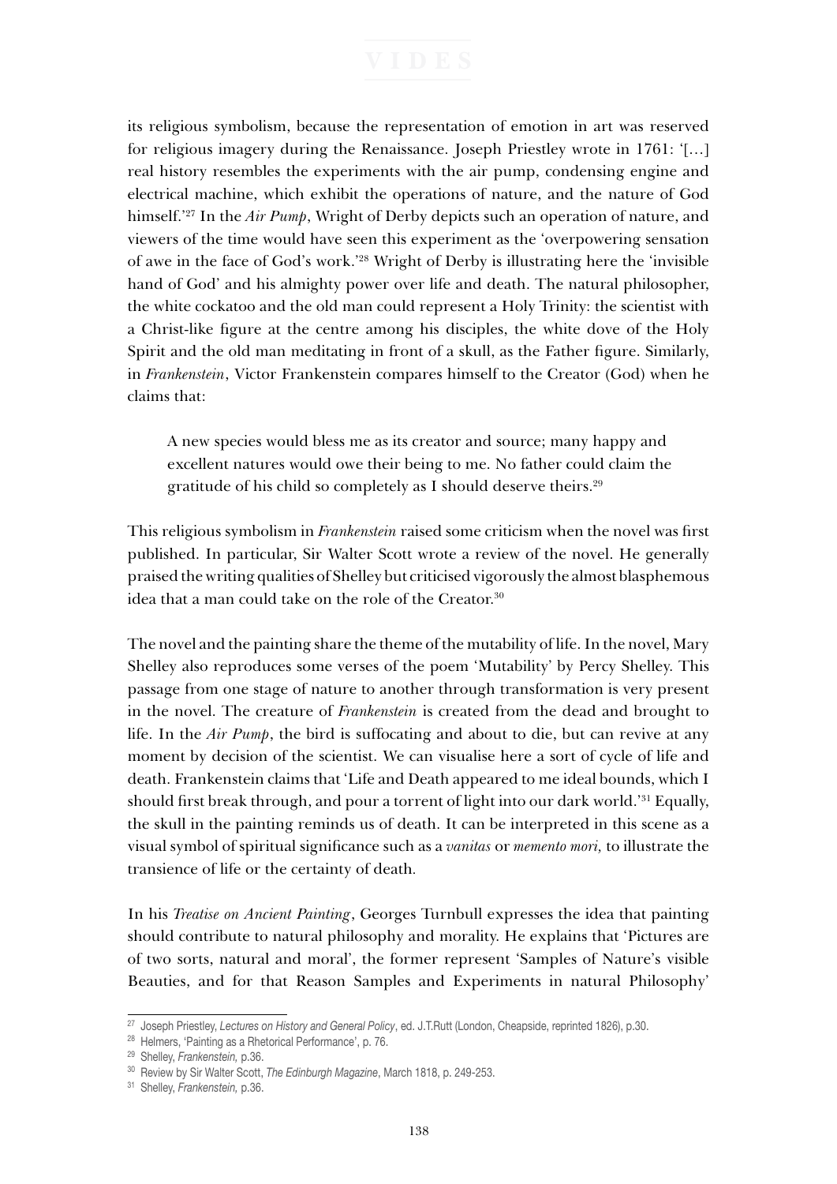its religious symbolism, because the representation of emotion in art was reserved for religious imagery during the Renaissance. Joseph Priestley wrote in 1761: '[…] real history resembles the experiments with the air pump, condensing engine and electrical machine, which exhibit the operations of nature, and the nature of God himself.'[27] In the *Air Pump*, Wright of Derby depicts such an operation of nature, and viewers of the time would have seen this experiment as the 'overpowering sensation of awe in the face of God's work.'[28] Wright of Derby is illustrating here the 'invisible hand of God' and his almighty power over life and death. The natural philosopher, the white cockatoo and the old man could represent a Holy Trinity: the scientist with a Christ-like figure at the centre among his disciples, the white dove of the Holy Spirit and the old man meditating in front of a skull, as the Father figure. Similarly, in *Frankenstein*, Victor Frankenstein compares himself to the Creator (God) when he claims that:

> A new species would bless me as its creator and source; many happy and excellent natures would owe their being to me. No father could claim the gratitude of his child so completely as I should deserve theirs.[29]

This religious symbolism in *Frankenstein* raised some criticism when the novel was first published. In particular, Sir Walter Scott wrote a review of the novel. He generally praised the writing qualities of Shelley but criticised vigorously the almost blasphemous idea that a man could take on the role of the Creator.[30]

The novel and the painting share the theme of the mutability of life. In the novel, Mary Shelley also reproduces some verses of the poem 'Mutability' by Percy Shelley. This passage from one stage of nature to another through transformation is very present in the novel. The creature of *Frankenstein* is created from the dead and brought to life. In the *Air Pump*, the bird is suffocating and about to die, but can revive at any moment by decision of the scientist. We can visualise here a sort of cycle of life and death. Frankenstein claims that 'Life and Death appeared to me ideal bounds, which I should first break through, and pour a torrent of light into our dark world.'[31] Equally, the skull in the painting reminds us of death. It can be interpreted in this scene as a visual symbol of spiritual significance such as a *vanitas* or *memento mori,* to illustrate the transience of life or the certainty of death.

In his *Treatise on Ancient Painting*, Georges Turnbull expresses the idea that painting should contribute to natural philosophy and morality. He explains that 'Pictures are of two sorts, natural and moral', the former represent 'Samples of Nature's visible Beauties, and for that Reason Samples and Experiments in natural Philosophy'

---

[27] Joseph Priestley, *Lectures on History and General Policy*, ed. J.T.Rutt (London, Cheapside, reprinted 1826), p.30.

[28] Helmers, 'Painting as a Rhetorical Performance', p. 76.

[29] Shelley, *Frankenstein,* p.36.

[30] Review by Sir Walter Scott, *The Edinburgh Magazine*, March 1818, p. 249-253.

[31] Shelley, *Frankenstein,* p.36.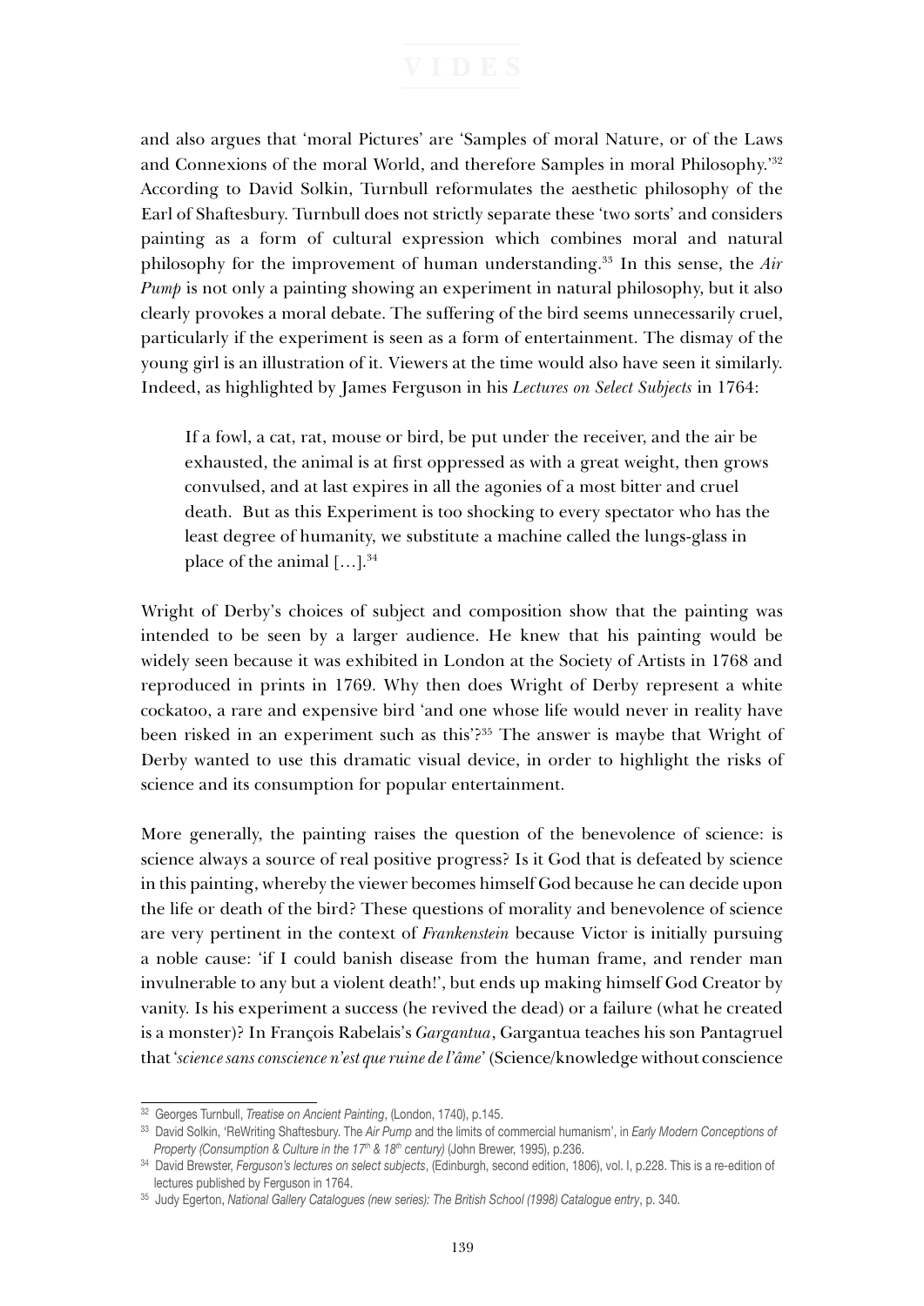and also argues that 'moral Pictures' are 'Samples of moral Nature, or of the Laws and Connexions of the moral World, and therefore Samples in moral Philosophy.'[32] According to David Solkin, Turnbull reformulates the aesthetic philosophy of the Earl of Shaftesbury. Turnbull does not strictly separate these 'two sorts' and considers painting as a form of cultural expression which combines moral and natural philosophy for the improvement of human understanding.[33] In this sense, the *Air Pump* is not only a painting showing an experiment in natural philosophy, but it also clearly provokes a moral debate. The suffering of the bird seems unnecessarily cruel, particularly if the experiment is seen as a form of entertainment. The dismay of the young girl is an illustration of it. Viewers at the time would also have seen it similarly. Indeed, as highlighted by James Ferguson in his *Lectures on Select Subjects* in 1764:

> If a fowl, a cat, rat, mouse or bird, be put under the receiver, and the air be exhausted, the animal is at first oppressed as with a great weight, then grows convulsed, and at last expires in all the agonies of a most bitter and cruel death. But as this Experiment is too shocking to every spectator who has the least degree of humanity, we substitute a machine called the lungs-glass in place of the animal [...].[34]

Wright of Derby's choices of subject and composition show that the painting was intended to be seen by a larger audience. He knew that his painting would be widely seen because it was exhibited in London at the Society of Artists in 1768 and reproduced in prints in 1769. Why then does Wright of Derby represent a white cockatoo, a rare and expensive bird 'and one whose life would never in reality have been risked in an experiment such as this'?[35] The answer is maybe that Wright of Derby wanted to use this dramatic visual device, in order to highlight the risks of science and its consumption for popular entertainment.

More generally, the painting raises the question of the benevolence of science: is science always a source of real positive progress? Is it God that is defeated by science in this painting, whereby the viewer becomes himself God because he can decide upon the life or death of the bird? These questions of morality and benevolence of science are very pertinent in the context of *Frankenstein* because Victor is initially pursuing a noble cause: 'if I could banish disease from the human frame, and render man invulnerable to any but a violent death!', but ends up making himself God Creator by vanity. Is his experiment a success (he revived the dead) or a failure (what he created is a monster)? In François Rabelais's *Gargantua*, Gargantua teaches his son Pantagruel that '*science sans conscience n'est que ruine de l'âme*' (Science/knowledge without conscience

---

[32] Georges Turnbull, *Treatise on Ancient Painting*, (London, 1740), p.145.

[33] David Solkin, 'ReWriting Shaftesbury. The *Air Pump* and the limits of commercial humanism', in *Early Modern Conceptions of Property (Consumption & Culture in the 17th & 18th century)* (John Brewer, 1995), p.236.

[34] David Brewster, *Ferguson's lectures on select subjects*, (Edinburgh, second edition, 1806), vol. I, p.228. This is a re-edition of lectures published by Ferguson in 1764.

[35] Judy Egerton, *National Gallery Catalogues (new series): The British School (1998) Catalogue entry*, p. 340.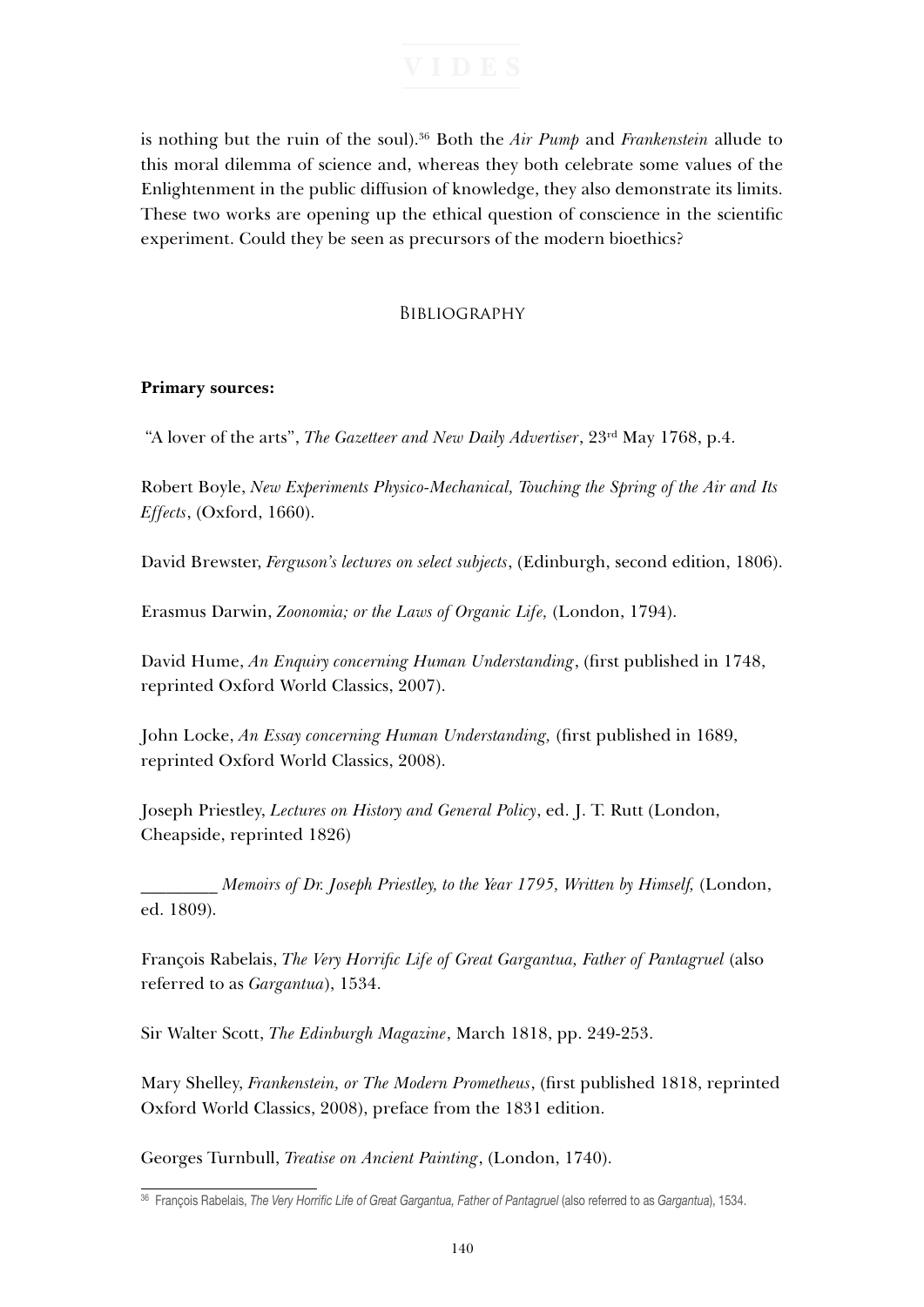is nothing but the ruin of the soul).[36] Both the *Air Pump* and *Frankenstein* allude to this moral dilemma of science and, whereas they both celebrate some values of the Enlightenment in the public diffusion of knowledge, they also demonstrate its limits. These two works are opening up the ethical question of conscience in the scientific experiment. Could they be seen as precursors of the modern bioethics?

## Bibliography

**Primary sources:**

"A lover of the arts", *The Gazetteer and New Daily Advertiser*, 23rd May 1768, p.4.

Robert Boyle, *New Experiments Physico-Mechanical, Touching the Spring of the Air and Its Effects*, (Oxford, 1660).

David Brewster, *Ferguson's lectures on select subjects*, (Edinburgh, second edition, 1806).

Erasmus Darwin, *Zoonomia; or the Laws of Organic Life,* (London, 1794).

David Hume, *An Enquiry concerning Human Understanding*, (first published in 1748, reprinted Oxford World Classics, 2007).

John Locke, *An Essay concerning Human Understanding,* (first published in 1689, reprinted Oxford World Classics, 2008).

Joseph Priestley, *Lectures on History and General Policy*, ed. J. T. Rutt (London, Cheapside, reprinted 1826)

________ *Memoirs of Dr. Joseph Priestley, to the Year 1795, Written by Himself,* (London, ed. 1809).

François Rabelais, *The Very Horrific Life of Great Gargantua, Father of Pantagruel* (also referred to as *Gargantua*), 1534.

Sir Walter Scott, *The Edinburgh Magazine*, March 1818, pp. 249-253.

Mary Shelley, *Frankenstein, or The Modern Prometheus*, (first published 1818, reprinted Oxford World Classics, 2008), preface from the 1831 edition.

Georges Turnbull, *Treatise on Ancient Painting*, (London, 1740).

[36] François Rabelais, *The Very Horrific Life of Great Gargantua, Father of Pantagruel* (also referred to as *Gargantua*), 1534.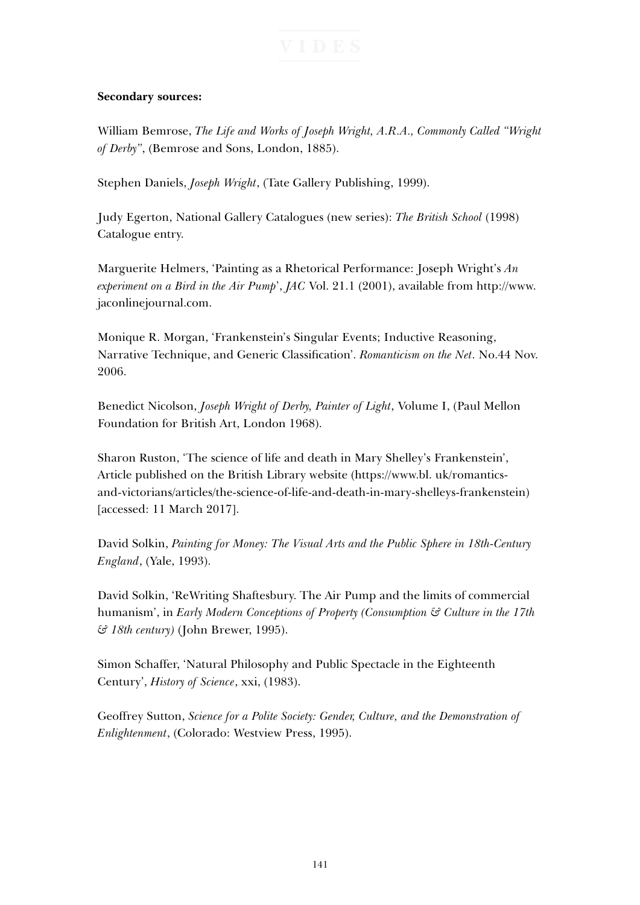**Secondary sources:**

William Bemrose, *The Life and Works of Joseph Wright, A.R.A., Commonly Called "Wright of Derby"*, (Bemrose and Sons, London, 1885).

Stephen Daniels, *Joseph Wright*, (Tate Gallery Publishing, 1999).

Judy Egerton, National Gallery Catalogues (new series): *The British School* (1998) Catalogue entry.

Marguerite Helmers, 'Painting as a Rhetorical Performance: Joseph Wright's *An experiment on a Bird in the Air Pump*', *JAC* Vol. 21.1 (2001), available from http://www.jaconlinejournal.com.

Monique R. Morgan, 'Frankenstein's Singular Events; Inductive Reasoning, Narrative Technique, and Generic Classification'. *Romanticism on the Net*. No.44 Nov. 2006.

Benedict Nicolson, *Joseph Wright of Derby, Painter of Light*, Volume I, (Paul Mellon Foundation for British Art, London 1968).

Sharon Ruston, 'The science of life and death in Mary Shelley's Frankenstein', Article published on the British Library website (https://www.bl. uk/romantics-and-victorians/articles/the-science-of-life-and-death-in-mary-shelleys-frankenstein) [accessed: 11 March 2017].

David Solkin, *Painting for Money: The Visual Arts and the Public Sphere in 18th-Century England*, (Yale, 1993).

David Solkin, 'ReWriting Shaftesbury. The Air Pump and the limits of commercial humanism', in *Early Modern Conceptions of Property (Consumption & Culture in the 17th & 18th century)* (John Brewer, 1995).

Simon Schaffer, 'Natural Philosophy and Public Spectacle in the Eighteenth Century', *History of Science*, xxi, (1983).

Geoffrey Sutton, *Science for a Polite Society: Gender, Culture, and the Demonstration of Enlightenment*, (Colorado: Westview Press, 1995).